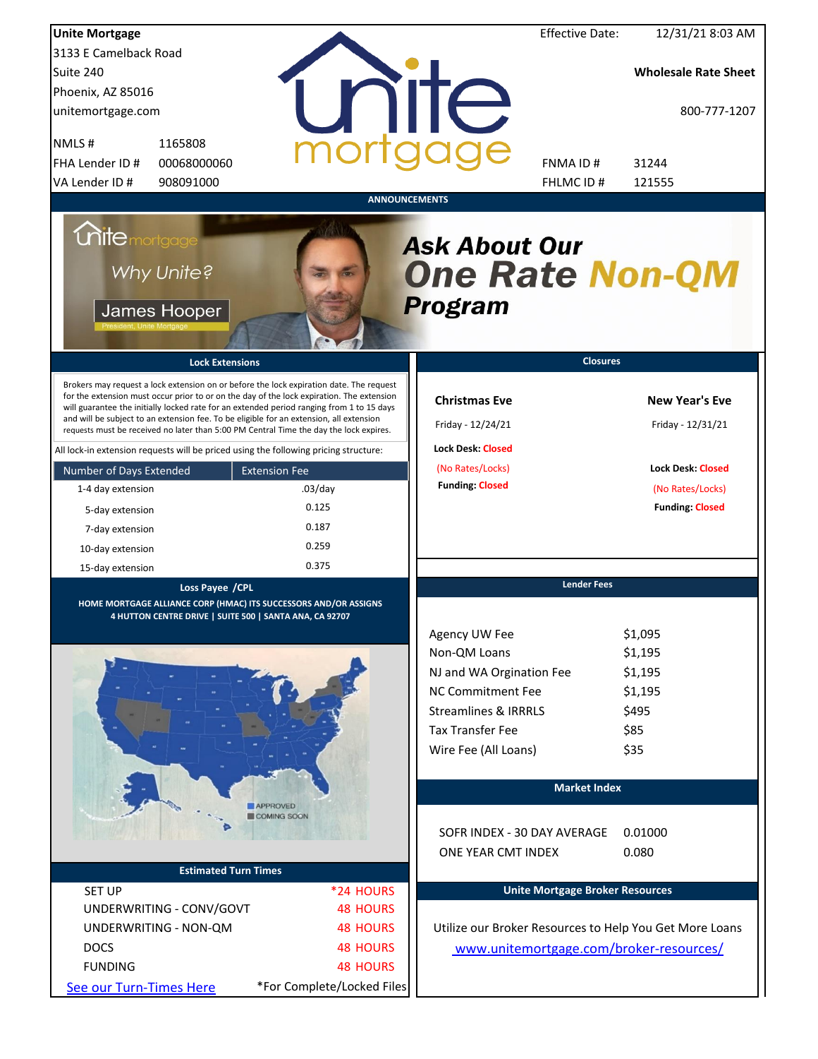**Unite Mortgage**
3133 E Camelback Road
Suite 240
Phoenix, AZ 85016
unitemortgage.com

| | |
|---|---|
| NMLS # | 1165808 |
| FHA Lender ID # | 00068000060 |
| VA Lender ID # | 908091000 |

Effective Date: 12/31/21 8:03 AM

**Wholesale Rate Sheet**

800-777-1207

| | |
|---|---|
| FNMA ID # | 31244 |
| FHLMC ID # | 121555 |

## ANNOUNCEMENTS

Unite mortgage
Why Unite?
James Hooper
President, Unite Mortgage

***Ask About Our One Rate Non-QM Program***

## Lock Extensions

Brokers may request a lock extension on or before the lock expiration date. The request for the extension must occur prior to or on the day of the lock expiration. The extension will guarantee the initially locked rate for an extended period ranging from 1 to 15 days and will be subject to an extension fee. To be eligible for an extension, all extension requests must be received no later than 5:00 PM Central Time the day the lock expires.

All lock-in extension requests will be priced using the following pricing structure:

| Number of Days Extended | Extension Fee |
|---|---|
| 1-4 day extension | .03/day |
| 5-day extension | 0.125 |
| 7-day extension | 0.187 |
| 10-day extension | 0.259 |
| 15-day extension | 0.375 |

## Closures

**Christmas Eve**
Friday - 12/24/21
**Lock Desk:** Closed
(No Rates/Locks)
**Funding:** Closed

**New Year's Eve**
Friday - 12/31/21
**Lock Desk:** Closed
(No Rates/Locks)
**Funding:** Closed

## Loss Payee /CPL

**HOME MORTGAGE ALLIANCE CORP (HMAC) ITS SUCCESSORS AND/OR ASSIGNS**
**4 HUTTON CENTRE DRIVE | SUITE 500 | SANTA ANA, CA 92707**

APPROVED
COMING SOON

## Lender Fees

| | |
|---|---|
| Agency UW Fee | $1,095 |
| Non-QM Loans | $1,195 |
| NJ and WA Orgination Fee | $1,195 |
| NC Commitment Fee | $1,195 |
| Streamlines & IRRRLS | $495 |
| Tax Transfer Fee | $85 |
| Wire Fee (All Loans) | $35 |

## Market Index

| | |
|---|---|
| SOFR INDEX - 30 DAY AVERAGE | 0.01000 |
| ONE YEAR CMT INDEX | 0.080 |

## Estimated Turn Times

| | |
|---|---|
| SET UP | *24 HOURS |
| UNDERWRITING - CONV/GOVT | 48 HOURS |
| UNDERWRITING - NON-QM | 48 HOURS |
| DOCS | 48 HOURS |
| FUNDING | 48 HOURS |

See our Turn-Times Here  *For Complete/Locked Files

## Unite Mortgage Broker Resources

Utilize our Broker Resources to Help You Get More Loans
www.unitemortgage.com/broker-resources/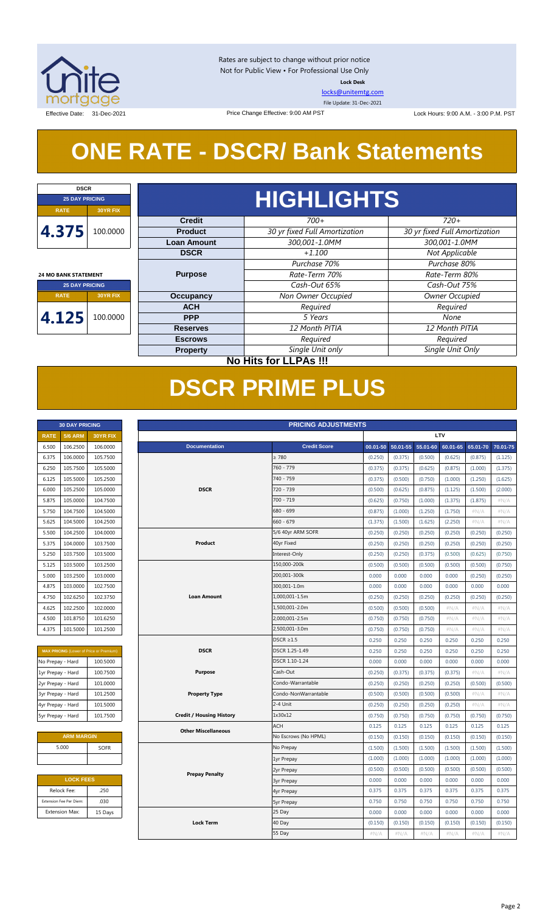Rates are subject to change without prior notice
Not for Public View • For Professional Use Only
**Lock Desk**
locks@unitemtg.com
File Update: 31-Dec-2021

Effective Date: 31-Dec-2021 | Price Change Effective: 9:00 AM PST | Lock Hours: 9:00 A.M. - 3:00 P.M. PST

# ONE RATE - DSCR/ Bank Statements

| DSCR | |
|---|---|
| 25 DAY PRICING | |
| RATE | 30YR FIX |
| 4.375 | 100.0000 |

| 24 MO BANK STATEMENT | |
|---|---|
| 25 DAY PRICING | |
| RATE | 30YR FIX |
| 4.125 | 100.0000 |

## HIGHLIGHTS

| | | |
|---|---|---|
| **Credit** | *700+* | *720+* |
| **Product** | *30 yr fixed Full Amortization* | *30 yr fixed Full Amortization* |
| **Loan Amount** | *300,001-1.0MM* | *300,001-1.0MM* |
| **DSCR** | *+1.100* | *Not Applicable* |
| **Purpose** | *Purchase 70%* | *Purchase 80%* |
| | *Rate-Term 70%* | *Rate-Term 80%* |
| | *Cash-Out 65%* | *Cash-Out 75%* |
| **Occupancy** | *Non Owner Occupied* | *Owner Occupied* |
| **ACH** | *Required* | *Required* |
| **PPP** | *5 Years* | *None* |
| **Reserves** | *12 Month PITIA* | *12 Month PITIA* |
| **Escrows** | *Required* | *Required* |
| **Property** | *Single Unit only* | *Single Unit Only* |

**No Hits for LLPAs !!!**

# DSCR PRIME PLUS

| 30 DAY PRICING | | |
|---|---|---|
| RATE | 5/6 ARM | 30YR FIX |
| 6.500 | 106.2500 | 106.0000 |
| 6.375 | 106.0000 | 105.7500 |
| 6.250 | 105.7500 | 105.5000 |
| 6.125 | 105.5000 | 105.2500 |
| 6.000 | 105.2500 | 105.0000 |
| 5.875 | 105.0000 | 104.7500 |
| 5.750 | 104.7500 | 104.5000 |
| 5.625 | 104.5000 | 104.2500 |
| 5.500 | 104.2500 | 104.0000 |
| 5.375 | 104.0000 | 103.7500 |
| 5.250 | 103.7500 | 103.5000 |
| 5.125 | 103.5000 | 103.2500 |
| 5.000 | 103.2500 | 103.0000 |
| 4.875 | 103.0000 | 102.7500 |
| 4.750 | 102.6250 | 102.3750 |
| 4.625 | 102.2500 | 102.0000 |
| 4.500 | 101.8750 | 101.6250 |
| 4.375 | 101.5000 | 101.2500 |

| MAX PRICING (Lower of Price or Premium) | |
|---|---|
| No Prepay - Hard | 100.5000 |
| 1yr Prepay - Hard | 100.7500 |
| 2yr Prepay - Hard | 101.0000 |
| 3yr Prepay - Hard | 101.2500 |
| 4yr Prepay - Hard | 101.5000 |
| 5yr Prepay - Hard | 101.7500 |

| ARM MARGIN | |
|---|---|
| 5.000 | SOFR |

| LOCK FEES | |
|---|---|
| Relock Fee: | .250 |
| Extension Fee Per Diem: | .030 |
| Extension Max: | 15 Days |

| PRICING ADJUSTMENTS | | | | | | | |
|---|---|---|---|---|---|---|---|
| | | LTV | | | | | |
| **Documentation** | **Credit Score** | 00.01-50 | 50.01-55 | 55.01-60 | 60.01-65 | 65.01-70 | 70.01-75 |
| DSCR | ≥ 780 | (0.250) | (0.375) | (0.500) | (0.625) | (0.875) | (1.125) |
| | 760 - 779 | (0.375) | (0.375) | (0.625) | (0.875) | (1.000) | (1.375) |
| | 740 - 759 | (0.375) | (0.500) | (0.750) | (1.000) | (1.250) | (1.625) |
| | 720 - 739 | (0.500) | (0.625) | (0.875) | (1.125) | (1.500) | (2.000) |
| | 700 - 719 | (0.625) | (0.750) | (1.000) | (1.375) | (1.875) | #N/A |
| | 680 - 699 | (0.875) | (1.000) | (1.250) | (1.750) | #N/A | #N/A |
| | 660 - 679 | (1.375) | (1.500) | (1.625) | (2.250) | #N/A | #N/A |
| Product | 5/6 40yr ARM SOFR | (0.250) | (0.250) | (0.250) | (0.250) | (0.250) | (0.250) |
| | 40yr Fixed | (0.250) | (0.250) | (0.250) | (0.250) | (0.250) | (0.250) |
| | Interest-Only | (0.250) | (0.250) | (0.375) | (0.500) | (0.625) | (0.750) |
| Loan Amount | 150,000-200k | (0.500) | (0.500) | (0.500) | (0.500) | (0.500) | (0.500) |
| | 200,001-300k | 0.000 | 0.000 | 0.000 | 0.000 | (0.250) | (0.250) |
| | 300,001-1.0m | 0.000 | 0.000 | 0.000 | 0.000 | 0.000 | 0.000 |
| | 1,000,001-1.5m | (0.250) | (0.250) | (0.250) | (0.250) | (0.250) | (0.250) |
| | 1,500,001-2.0m | (0.500) | (0.500) | (0.500) | #N/A | #N/A | #N/A |
| | 2,000,001-2.5m | (0.750) | (0.750) | (0.750) | #N/A | #N/A | #N/A |
| | 2,500,001-3.0m | (0.750) | (0.750) | (0.750) | #N/A | #N/A | #N/A |
| DSCR | DSCR ≥1.5 | 0.250 | 0.250 | 0.250 | 0.250 | 0.250 | 0.250 |
| | DSCR 1.25-1.49 | 0.250 | 0.250 | 0.250 | 0.250 | 0.250 | 0.250 |
| | DSCR 1.10-1.24 | 0.000 | 0.000 | 0.000 | 0.000 | 0.000 | 0.000 |
| Purpose | Cash-Out | (0.250) | (0.375) | (0.375) | (0.375) | #N/A | #N/A |
| Property Type | Condo-Warrantable | (0.250) | (0.250) | (0.250) | (0.250) | (0.500) | (0.500) |
| | Condo-NonWarrantable | (0.500) | (0.500) | (0.500) | (0.500) | #N/A | #N/A |
| | 2-4 Unit | (0.250) | (0.250) | (0.250) | (0.250) | #N/A | #N/A |
| Credit / Housing History | 1x30x12 | (0.750) | (0.750) | (0.750) | (0.750) | (0.750) | (0.750) |
| Other Miscellaneous | ACH | 0.125 | 0.125 | 0.125 | 0.125 | 0.125 | 0.125 |
| | No Escrows (No HPML) | (0.150) | (0.150) | (0.150) | (0.150) | (0.150) | (0.150) |
| Prepay Penalty | No Prepay | (1.500) | (1.500) | (1.500) | (1.500) | (1.500) | (1.500) |
| | 1yr Prepay | (1.000) | (1.000) | (1.000) | (1.000) | (1.000) | (1.000) |
| | 2yr Prepay | (0.500) | (0.500) | (0.500) | (0.500) | (0.500) | (0.500) |
| | 3yr Prepay | 0.000 | 0.000 | 0.000 | 0.000 | 0.000 | 0.000 |
| | 4yr Prepay | 0.375 | 0.375 | 0.375 | 0.375 | 0.375 | 0.375 |
| | 5yr Prepay | 0.750 | 0.750 | 0.750 | 0.750 | 0.750 | 0.750 |
| Lock Term | 25 Day | 0.000 | 0.000 | 0.000 | 0.000 | 0.000 | 0.000 |
| | 40 Day | (0.150) | (0.150) | (0.150) | (0.150) | (0.150) | (0.150) |
| | 55 Day | #N/A | #N/A | #N/A | #N/A | #N/A | #N/A |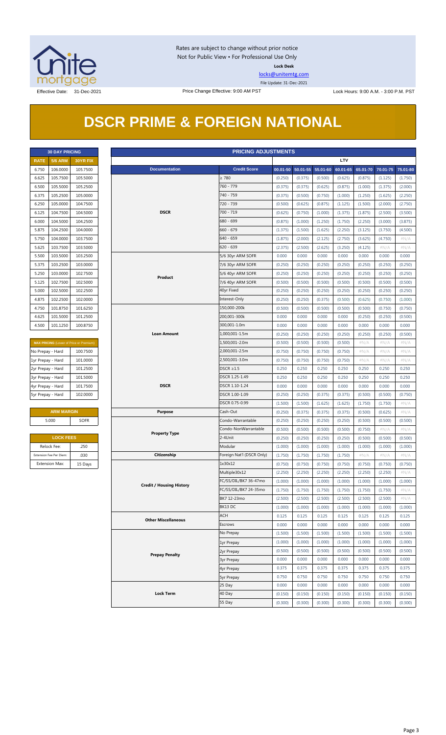Rates are subject to change without prior notice
Not for Public View • For Professional Use Only
**Lock Desk**
locks@unitemtg.com
File Update: 31-Dec-2021

Effective Date: 31-Dec-2021 | Price Change Effective: 9:00 AM PST | Lock Hours: 9:00 A.M. - 3:00 P.M. PST

# DSCR PRIME & FOREIGN NATIONAL

| 30 DAY PRICING | | |
|---|---|---|
| **RATE** | **5/6 ARM** | **30YR FIX** |
| 6.750 | 106.0000 | 105.7500 |
| 6.625 | 105.7500 | 105.5000 |
| 6.500 | 105.5000 | 105.2500 |
| 6.375 | 105.2500 | 105.0000 |
| 6.250 | 105.0000 | 104.7500 |
| 6.125 | 104.7500 | 104.5000 |
| 6.000 | 104.5000 | 104.2500 |
| 5.875 | 104.2500 | 104.0000 |
| 5.750 | 104.0000 | 103.7500 |
| 5.625 | 103.7500 | 103.5000 |
| 5.500 | 103.5000 | 103.2500 |
| 5.375 | 103.2500 | 103.0000 |
| 5.250 | 103.0000 | 102.7500 |
| 5.125 | 102.7500 | 102.5000 |
| 5.000 | 102.5000 | 102.2500 |
| 4.875 | 102.2500 | 102.0000 |
| 4.750 | 101.8750 | 101.6250 |
| 4.625 | 101.5000 | 101.2500 |
| 4.500 | 101.1250 | 100.8750 |

| MAX PRICING (Lower of Price or Premium) | |
|---|---|
| No Prepay - Hard | 100.7500 |
| 1yr Prepay - Hard | 101.0000 |
| 2yr Prepay - Hard | 101.2500 |
| 3yr Prepay - Hard | 101.5000 |
| 4yr Prepay - Hard | 101.7500 |
| 5yr Prepay - Hard | 102.0000 |

| ARM MARGIN | |
|---|---|
| 5.000 | SOFR |

| LOCK FEES | |
|---|---|
| Relock Fee: | .250 |
| Extension Fee Per Diem: | .030 |
| Extension Max: | 15 Days |

| PRICING ADJUSTMENTS | | | | | | | | |
|---|---|---|---|---|---|---|---|---|
| | | LTV | | | | | | |
| **Documentation** | **Credit Score** | **00.01-50** | **50.01-55** | **55.01-60** | **60.01-65** | **65.01-70** | **70.01-75** | **75.01-80** |
| DSCR | ≥ 780 | (0.250) | (0.375) | (0.500) | (0.625) | (0.875) | (1.125) | (1.750) |
| | 760 - 779 | (0.375) | (0.375) | (0.625) | (0.875) | (1.000) | (1.375) | (2.000) |
| | 740 - 759 | (0.375) | (0.500) | (0.750) | (1.000) | (1.250) | (1.625) | (2.250) |
| | 720 - 739 | (0.500) | (0.625) | (0.875) | (1.125) | (1.500) | (2.000) | (2.750) |
| | 700 - 719 | (0.625) | (0.750) | (1.000) | (1.375) | (1.875) | (2.500) | (3.500) |
| | 680 - 699 | (0.875) | (1.000) | (1.250) | (1.750) | (2.250) | (3.000) | (3.875) |
| | 660 - 679 | (1.375) | (1.500) | (1.625) | (2.250) | (3.125) | (3.750) | (4.500) |
| | 640 - 659 | (1.875) | (2.000) | (2.125) | (2.750) | (3.625) | (4.750) | #N/A |
| | 620 - 639 | (2.375) | (2.500) | (2.625) | (3.250) | (4.125) | #N/A | #N/A |
| Product | 5/6 30yr ARM SOFR | 0.000 | 0.000 | 0.000 | 0.000 | 0.000 | 0.000 | 0.000 |
| | 7/6 30yr ARM SOFR | (0.250) | (0.250) | (0.250) | (0.250) | (0.250) | (0.250) | (0.250) |
| | 5/6 40yr ARM SOFR | (0.250) | (0.250) | (0.250) | (0.250) | (0.250) | (0.250) | (0.250) |
| | 7/6 40yr ARM SOFR | (0.500) | (0.500) | (0.500) | (0.500) | (0.500) | (0.500) | (0.500) |
| | 40yr Fixed | (0.250) | (0.250) | (0.250) | (0.250) | (0.250) | (0.250) | (0.250) |
| | Interest-Only | (0.250) | (0.250) | (0.375) | (0.500) | (0.625) | (0.750) | (1.000) |
| Loan Amount | 150,000-200k | (0.500) | (0.500) | (0.500) | (0.500) | (0.500) | (0.750) | (0.750) |
| | 200,001-300k | 0.000 | 0.000 | 0.000 | 0.000 | (0.250) | (0.250) | (0.500) |
| | 300,001-1.0m | 0.000 | 0.000 | 0.000 | 0.000 | 0.000 | 0.000 | 0.000 |
| | 1,000,001-1.5m | (0.250) | (0.250) | (0.250) | (0.250) | (0.250) | (0.250) | (0.500) |
| | 1,500,001-2.0m | (0.500) | (0.500) | (0.500) | (0.500) | #N/A | #N/A | #N/A |
| | 2,000,001-2.5m | (0.750) | (0.750) | (0.750) | (0.750) | #N/A | #N/A | #N/A |
| | 2,500,001-3.0m | (0.750) | (0.750) | (0.750) | (0.750) | #N/A | #N/A | #N/A |
| DSCR | DSCR ≥1.5 | 0.250 | 0.250 | 0.250 | 0.250 | 0.250 | 0.250 | 0.250 |
| | DSCR 1.25-1.49 | 0.250 | 0.250 | 0.250 | 0.250 | 0.250 | 0.250 | 0.250 |
| | DSCR 1.10-1.24 | 0.000 | 0.000 | 0.000 | 0.000 | 0.000 | 0.000 | 0.000 |
| | DSCR 1.00-1.09 | (0.250) | (0.250) | (0.375) | (0.375) | (0.500) | (0.500) | (0.750) |
| | DSCR 0.75-0.99 | (1.500) | (1.500) | (1.625) | (1.625) | (1.750) | (1.750) | #N/A |
| Purpose | Cash-Out | (0.250) | (0.375) | (0.375) | (0.375) | (0.500) | (0.625) | #N/A |
| Property Type | Condo-Warrantable | (0.250) | (0.250) | (0.250) | (0.250) | (0.500) | (0.500) | (0.500) |
| | Condo-NonWarrantable | (0.500) | (0.500) | (0.500) | (0.500) | (0.750) | #N/A | #N/A |
| | 2-4Unit | (0.250) | (0.250) | (0.250) | (0.250) | (0.500) | (0.500) | (0.500) |
| | Modular | (1.000) | (1.000) | (1.000) | (1.000) | (1.000) | (1.000) | (1.000) |
| Citizenship | Foreign Nat'l (DSCR Only) | (1.750) | (1.750) | (1.750) | (1.750) | #N/A | #N/A | #N/A |
| Credit / Housing History | 1x30x12 | (0.750) | (0.750) | (0.750) | (0.750) | (0.750) | (0.750) | (0.750) |
| | Multiple30x12 | (2.250) | (2.250) | (2.250) | (2.250) | (2.250) | (2.250) | #N/A |
| | FC/SS/DIL/BK7 36-47mo | (1.000) | (1.000) | (1.000) | (1.000) | (1.000) | (1.000) | (1.000) |
| | FC/SS/DIL/BK7 24-35mo | (1.750) | (1.750) | (1.750) | (1.750) | (1.750) | (1.750) | #N/A |
| | BK7 12-23mo | (2.500) | (2.500) | (2.500) | (2.500) | (2.500) | (2.500) | #N/A |
| | BK13 DC | (1.000) | (1.000) | (1.000) | (1.000) | (1.000) | (1.000) | (1.000) |
| Other Miscellaneous | ACH | 0.125 | 0.125 | 0.125 | 0.125 | 0.125 | 0.125 | 0.125 |
| | Escrows | 0.000 | 0.000 | 0.000 | 0.000 | 0.000 | 0.000 | 0.000 |
| Prepay Penalty | No Prepay | (1.500) | (1.500) | (1.500) | (1.500) | (1.500) | (1.500) | (1.500) |
| | 1yr Prepay | (1.000) | (1.000) | (1.000) | (1.000) | (1.000) | (1.000) | (1.000) |
| | 2yr Prepay | (0.500) | (0.500) | (0.500) | (0.500) | (0.500) | (0.500) | (0.500) |
| | 3yr Prepay | 0.000 | 0.000 | 0.000 | 0.000 | 0.000 | 0.000 | 0.000 |
| | 4yr Prepay | 0.375 | 0.375 | 0.375 | 0.375 | 0.375 | 0.375 | 0.375 |
| | 5yr Prepay | 0.750 | 0.750 | 0.750 | 0.750 | 0.750 | 0.750 | 0.750 |
| Lock Term | 25 Day | 0.000 | 0.000 | 0.000 | 0.000 | 0.000 | 0.000 | 0.000 |
| | 40 Day | (0.150) | (0.150) | (0.150) | (0.150) | (0.150) | (0.150) | (0.150) |
| | 55 Day | (0.300) | (0.300) | (0.300) | (0.300) | (0.300) | (0.300) | (0.300) |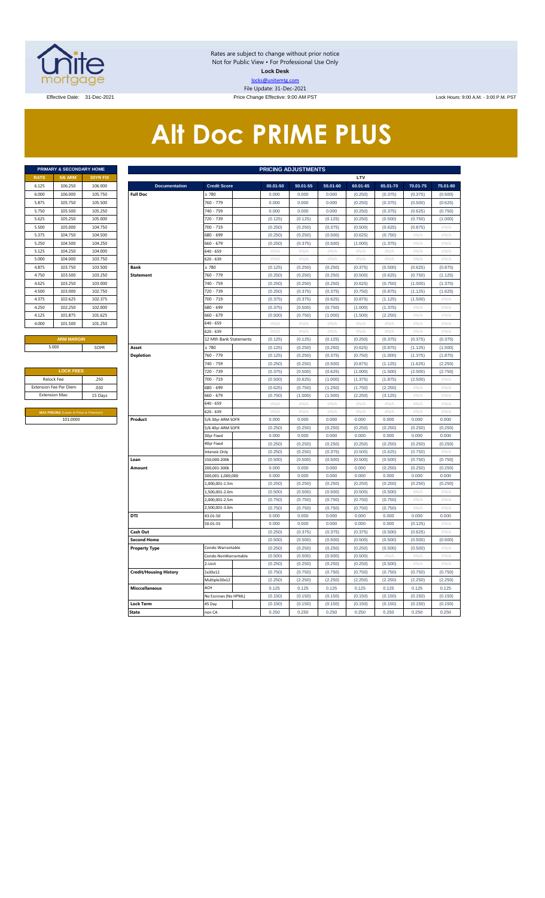Rates are subject to change without prior notice
Not for Public View • For Professional Use Only
**Lock Desk**
locks@unitemtg.com
File Update: 31-Dec-2021

Effective Date: 31-Dec-2021 | Price Change Effective: 9:00 AM PST | Lock Hours: 9:00 A.M. - 3:00 P.M. PST

# Alt Doc PRIME PLUS

| PRIMARY & SECONDARY HOME | | |
|---|---|---|
| RATE | 5/6 ARM | 30YR FIX |
| 6.125 | 106.250 | 106.000 |
| 6.000 | 106.000 | 105.750 |
| 5.875 | 105.750 | 105.500 |
| 5.750 | 105.500 | 105.250 |
| 5.625 | 105.250 | 105.000 |
| 5.500 | 105.000 | 104.750 |
| 5.375 | 104.750 | 104.500 |
| 5.250 | 104.500 | 104.250 |
| 5.125 | 104.250 | 104.000 |
| 5.000 | 104.000 | 103.750 |
| 4.875 | 103.750 | 103.500 |
| 4.750 | 103.500 | 103.250 |
| 4.625 | 103.250 | 103.000 |
| 4.500 | 103.000 | 102.750 |
| 4.375 | 102.625 | 102.375 |
| 4.250 | 102.250 | 102.000 |
| 4.125 | 101.875 | 101.625 |
| 4.000 | 101.500 | 101.250 |

| ARM MARGIN | |
|---|---|
| 5.000 | SOFR |

| LOCK FEES | |
|---|---|
| Relock Fee: | .250 |
| Extension Fee Per Diem | .030 |
| Extension Max: | 15 Days |

| MAX PRICING (Lower of Price or Premium) |
|---|
| 101.0000 |

| PRICING ADJUSTMENTS | | | | | | | | | |
|---|---|---|---|---|---|---|---|---|---|
| | | | LTV | | | | | | |
| Documentation | Credit Score | | 00.01-50 | 50.01-55 | 55.01-60 | 60.01-65 | 65.01-70 | 70.01-75 | 75.01-80 |
| Full Doc | ≥ 780 | | 0.000 | 0.000 | 0.000 | (0.250) | (0.375) | (0.375) | (0.500) |
| | 760 - 779 | | 0.000 | 0.000 | 0.000 | (0.250) | (0.375) | (0.500) | (0.625) |
| | 740 - 759 | | 0.000 | 0.000 | 0.000 | (0.250) | (0.375) | (0.625) | (0.750) |
| | 720 - 739 | | (0.125) | (0.125) | (0.125) | (0.250) | (0.500) | (0.750) | (1.000) |
| | 700 - 719 | | (0.250) | (0.250) | (0.375) | (0.500) | (0.625) | (0.875) | #N/A |
| | 680 - 699 | | (0.250) | (0.250) | (0.500) | (0.625) | (0.750) | #N/A | #N/A |
| | 660 - 679 | | (0.250) | (0.375) | (0.500) | (1.000) | (1.375) | #N/A | #N/A |
| | 640 - 659 | | #N/A | #N/A | #N/A | #N/A | #N/A | #N/A | #N/A |
| | 620 - 639 | | #N/A | #N/A | #N/A | #N/A | #N/A | #N/A | #N/A |
| Bank Statement | ≥ 780 | | (0.125) | (0.250) | (0.250) | (0.375) | (0.500) | (0.625) | (0.875) |
| | 760 - 779 | | (0.250) | (0.250) | (0.250) | (0.500) | (0.625) | (0.750) | (1.125) |
| | 740 - 759 | | (0.250) | (0.250) | (0.250) | (0.625) | (0.750) | (1.000) | (1.375) |
| | 720 - 739 | | (0.250) | (0.375) | (0.375) | (0.750) | (0.875) | (1.125) | (1.625) |
| | 700 - 719 | | (0.375) | (0.375) | (0.625) | (0.875) | (1.125) | (1.500) | #N/A |
| | 680 - 699 | | (0.375) | (0.500) | (0.750) | (1.000) | (1.375) | #N/A | #N/A |
| | 660 - 679 | | (0.500) | (0.750) | (1.000) | (1.500) | (2.250) | #N/A | #N/A |
| | 640 - 659 | | #N/A | #N/A | #N/A | #N/A | #N/A | #N/A | #N/A |
| | 620 - 639 | | #N/A | #N/A | #N/A | #N/A | #N/A | #N/A | #N/A |
| | 12 Mth Bank Statements | | (0.125) | (0.125) | (0.125) | (0.250) | (0.375) | (0.375) | (0.375) |
| Asset Depletion | ≥ 780 | | (0.125) | (0.250) | (0.250) | (0.625) | (0.875) | (1.125) | (1.500) |
| | 760 - 779 | | (0.125) | (0.250) | (0.375) | (0.750) | (1.000) | (1.375) | (1.875) |
| | 740 - 759 | | (0.250) | (0.250) | (0.500) | (0.875) | (1.125) | (1.625) | (2.250) |
| | 720 - 739 | | (0.375) | (0.500) | (0.625) | (1.000) | (1.500) | (2.000) | (2.750) |
| | 700 - 719 | | (0.500) | (0.625) | (1.000) | (1.375) | (1.875) | (2.500) | #N/A |
| | 680 - 699 | | (0.625) | (0.750) | (1.250) | (1.750) | (2.250) | #N/A | #N/A |
| | 660 - 679 | | (0.750) | (1.000) | (1.500) | (2.250) | (3.125) | #N/A | #N/A |
| | 640 - 659 | | #N/A | #N/A | #N/A | #N/A | #N/A | #N/A | #N/A |
| | 620 - 639 | | #N/A | #N/A | #N/A | #N/A | #N/A | #N/A | #N/A |
| Product | 5/6 30yr ARM SOFR | | 0.000 | 0.000 | 0.000 | 0.000 | 0.000 | 0.000 | 0.000 |
| | 5/6 40yr ARM SOFR | | (0.250) | (0.250) | (0.250) | (0.250) | (0.250) | (0.250) | (0.250) |
| | 30yr Fixed | | 0.000 | 0.000 | 0.000 | 0.000 | 0.000 | 0.000 | 0.000 |
| | 40yr Fixed | | (0.250) | (0.250) | (0.250) | (0.250) | (0.250) | (0.250) | (0.250) |
| | Interest-Only | | (0.250) | (0.250) | (0.375) | (0.500) | (0.625) | (0.750) | #N/A |
| Loan Amount | 150,000-200k | | (0.500) | (0.500) | (0.500) | (0.500) | (0.500) | (0.750) | (0.750) |
| | 200,001-300k | | 0.000 | 0.000 | 0.000 | 0.000 | (0.250) | (0.250) | (0.250) |
| | 300,001-1,000,000 | | 0.000 | 0.000 | 0.000 | 0.000 | 0.000 | 0.000 | 0.000 |
| | 1,000,001-1.5m | | (0.250) | (0.250) | (0.250) | (0.250) | (0.250) | (0.250) | (0.250) |
| | 1,500,001-2.0m | | (0.500) | (0.500) | (0.500) | (0.500) | (0.500) | #N/A | #N/A |
| | 2,000,001-2.5m | | (0.750) | (0.750) | (0.750) | (0.750) | (0.750) | #N/A | #N/A |
| | 2,500,001-3.0m | | (0.750) | (0.750) | (0.750) | (0.750) | (0.750) | #N/A | #N/A |
| DTI | 43.01-50 | | 0.000 | 0.000 | 0.000 | 0.000 | 0.000 | 0.000 | 0.000 |
| | 50.01-55 | | 0.000 | 0.000 | 0.000 | 0.000 | 0.000 | (0.125) | #N/A |
| Cash Out | | | (0.250) | (0.375) | (0.375) | (0.375) | (0.500) | (0.625) | #N/A |
| Second Home | | | (0.500) | (0.500) | (0.500) | (0.500) | (0.500) | (0.500) | (0.500) |
| Property Type | Condo-Warrantable | | (0.250) | (0.250) | (0.250) | (0.250) | (0.500) | (0.500) | #N/A |
| | Condo-NonWarrantable | | (0.500) | (0.500) | (0.500) | (0.500) | #N/A | #N/A | #N/A |
| | 2-Unit | | (0.250) | (0.250) | (0.250) | (0.250) | (0.500) | #N/A | #N/A |
| Credit/Housing History | 1x30x12 | | (0.750) | (0.750) | (0.750) | (0.750) | (0.750) | (0.750) | (0.750) |
| | Multiple30x12 | | (2.250) | (2.250) | (2.250) | (2.250) | (2.250) | (2.250) | (2.250) |
| Misccellaneous | ACH | | 0.125 | 0.125 | 0.125 | 0.125 | 0.125 | 0.125 | 0.125 |
| | No Escrows (No HPML) | | (0.150) | (0.150) | (0.150) | (0.150) | (0.150) | (0.150) | (0.150) |
| Lock Term | 45 Day | | (0.150) | (0.150) | (0.150) | (0.150) | (0.150) | (0.150) | (0.150) |
| State | non CA | | 0.250 | 0.250 | 0.250 | 0.250 | 0.250 | 0.250 | 0.250 |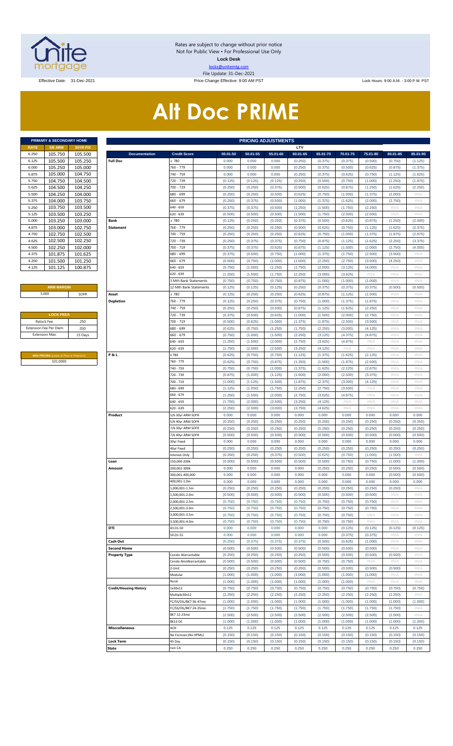Rates are subject to change without prior notice
Not for Public View • For Professional Use Only
**Lock Desk**
locks@unitemtg.com
File Update: 31-Dec-2021

Effective Date: 31-Dec-2021 | Price Change Effective: 9:00 AM PST | Lock Hours: 9:00 A.M. - 3:00 P.M. PST

# Alt Doc PRIME

| PRIMARY & SECONDARY HOME | | |
|---|---|---|
| RATE | 5/6 ARM | 30YR FIX |
| 6.250 | 105.750 | 105.500 |
| 6.125 | 105.500 | 105.250 |
| 6.000 | 105.250 | 105.000 |
| 5.875 | 105.000 | 104.750 |
| 5.750 | 104.750 | 104.500 |
| 5.625 | 104.500 | 104.250 |
| 5.500 | 104.250 | 104.000 |
| 5.375 | 104.000 | 103.750 |
| 5.250 | 103.750 | 103.500 |
| 5.125 | 103.500 | 103.250 |
| 5.000 | 103.250 | 103.000 |
| 4.875 | 103.000 | 102.750 |
| 4.750 | 102.750 | 102.500 |
| 4.625 | 102.500 | 102.250 |
| 4.500 | 102.250 | 102.000 |
| 4.375 | 101.875 | 101.625 |
| 4.250 | 101.500 | 101.250 |
| 4.125 | 101.125 | 100.875 |

| ARM MARGIN | |
|---|---|
| 5.000 | SOFR |

| LOCK FEES | |
|---|---|
| Relock Fee: | .250 |
| Extension Fee Per Diem | .030 |
| Extension Max: | 15 Days |

| MAX PRICING (Lower of Price or Premium) |
|---|
| 101.0000 |

| PRICING ADJUSTMENTS | | | | | | | | | | |
|---|---|---|---|---|---|---|---|---|---|---|
| | | LTV | | | | | | | | |
| Documentation | Credit Score | 00.01-50 | 50.01-55 | 55.01-60 | 60.01-65 | 65.01-70 | 70.01-75 | 75.01-80 | 80.01-85 | 85.01-90 |
| Full Doc | ≥ 780 | 0.000 | 0.000 | 0.000 | (0.250) | (0.375) | (0.375) | (0.500) | (0.750) | (1.125) |
| | 760 - 779 | 0.000 | 0.000 | 0.000 | (0.250) | (0.375) | (0.500) | (0.625) | (0.875) | (1.375) |
| | 740 - 759 | 0.000 | 0.000 | 0.000 | (0.250) | (0.375) | (0.625) | (0.750) | (1.125) | (1.625) |
| | 720 - 739 | (0.125) | (0.125) | (0.125) | (0.250) | (0.500) | (0.750) | (1.000) | (1.250) | (1.875) |
| | 700 - 719 | (0.250) | (0.250) | (0.375) | (0.500) | (0.625) | (0.875) | (1.250) | (1.625) | (2.250) |
| | 680 - 699 | (0.250) | (0.250) | (0.500) | (0.625) | (0.750) | (1.000) | (1.375) | (2.000) | #N/A |
| | 660 - 679 | (0.250) | (0.375) | (0.500) | (1.000) | (1.375) | (1.625) | (2.000) | (2.750) | #N/A |
| | 640 - 659 | (0.375) | (0.375) | (0.500) | (1.250) | (1.500) | (1.750) | (2.250) | #N/A | #N/A |
| | 620 - 639 | (0.500) | (0.500) | (0.500) | (1.500) | (1.750) | (2.000) | (2.500) | #N/A | #N/A |
| Bank Statement | ≥ 780 | (0.125) | (0.250) | (0.250) | (0.375) | (0.500) | (0.625) | (0.875) | (1.250) | (2.000) |
| | 760 - 779 | (0.250) | (0.250) | (0.250) | (0.500) | (0.625) | (0.750) | (1.125) | (1.625) | (2.375) |
| | 740 - 759 | (0.250) | (0.250) | (0.250) | (0.625) | (0.750) | (1.000) | (1.375) | (1.875) | (2.875) |
| | 720 - 739 | (0.250) | (0.375) | (0.375) | (0.750) | (0.875) | (1.125) | (1.625) | (2.250) | (3.375) |
| | 700 - 719 | (0.375) | (0.375) | (0.625) | (0.875) | (1.125) | (1.500) | (2.000) | (2.750) | (4.000) |
| | 680 - 699 | (0.375) | (0.500) | (0.750) | (1.000) | (1.375) | (1.750) | (2.500) | (3.500) | #N/A |
| | 660 - 679 | (0.500) | (0.750) | (1.000) | (1.500) | (2.250) | (2.750) | (3.500) | (4.250) | #N/A |
| | 640 - 659 | (0.750) | (1.000) | (1.250) | (1.750) | (2.500) | (3.125) | (4.000) | #N/A | #N/A |
| | 620 - 639 | (1.250) | (1.500) | (1.750) | (2.250) | (3.000) | (3.625) | #N/A | #N/A | #N/A |
| | 3 Mth Bank Statements | (0.750) | (0.750) | (0.750) | (0.875) | (1.000) | (1.000) | (1.000) | #N/A | #N/A |
| | 12 Mth Bank Statements | (0.125) | (0.125) | (0.125) | (0.250) | (0.375) | (0.375) | (0.375) | (0.500) | (0.500) |
| Asset Depletion | ≥ 780 | (0.125) | (0.250) | (0.250) | (0.625) | (0.875) | (1.125) | (1.500) | #N/A | #N/A |
| | 760 - 779 | (0.125) | (0.250) | (0.375) | (0.750) | (1.000) | (1.375) | (1.875) | #N/A | #N/A |
| | 740 - 759 | (0.250) | (0.250) | (0.500) | (0.875) | (1.125) | (1.625) | (2.250) | #N/A | #N/A |
| | 720 - 739 | (0.375) | (0.500) | (0.625) | (1.000) | (1.500) | (2.000) | (2.750) | #N/A | #N/A |
| | 700 - 719 | (0.500) | (0.625) | (1.000) | (1.375) | (1.875) | (2.500) | (3.500) | #N/A | #N/A |
| | 680 - 699 | (0.625) | (0.750) | (1.250) | (1.750) | (2.250) | (3.000) | (4.125) | #N/A | #N/A |
| | 660 - 679 | (0.750) | (1.000) | (1.500) | (2.250) | (3.125) | (4.375) | (4.875) | #N/A | #N/A |
| | 640 - 659 | (1.250) | (1.500) | (2.000) | (2.750) | (3.625) | (4.875) | #N/A | #N/A | #N/A |
| | 620 - 639 | (1.750) | (2.000) | (2.500) | (3.250) | (4.125) | #N/A | #N/A | #N/A | #N/A |
| P & L | ≥ 780 | (0.625) | (0.750) | (0.750) | (1.125) | (1.375) | (1.625) | (2.125) | #N/A | #N/A |
| | 760 - 779 | (0.625) | (0.750) | (0.875) | (1.250) | (1.500) | (1.875) | (2.500) | #N/A | #N/A |
| | 740 - 759 | (0.750) | (0.750) | (1.000) | (1.375) | (1.625) | (2.125) | (2.875) | #N/A | #N/A |
| | 720 - 739 | (0.875) | (1.000) | (1.125) | (1.500) | (2.000) | (2.500) | (3.375) | #N/A | #N/A |
| | 700 - 719 | (1.000) | (1.125) | (1.500) | (1.875) | (2.375) | (3.000) | (4.125) | #N/A | #N/A |
| | 680 - 699 | (1.125) | (1.250) | (1.750) | (2.250) | (2.750) | (3.500) | #N/A | #N/A | #N/A |
| | 660 - 679 | (1.250) | (1.500) | (2.000) | (2.750) | (3.625) | (4.875) | #N/A | #N/A | #N/A |
| | 640 - 659 | (1.750) | (2.000) | (2.500) | (3.250) | (4.125) | #N/A | #N/A | #N/A | #N/A |
| | 620 - 639 | (2.250) | (2.500) | (3.000) | (3.750) | (4.625) | #N/A | #N/A | #N/A | #N/A |
| Product | 5/6 30yr ARM SOFR | 0.000 | 0.000 | 0.000 | 0.000 | 0.000 | 0.000 | 0.000 | 0.000 | 0.000 |
| | 5/6 40yr ARM SOFR | (0.250) | (0.250) | (0.250) | (0.250) | (0.250) | (0.250) | (0.250) | (0.250) | (0.250) |
| | 7/6 30yr ARM SOFR | (0.250) | (0.250) | (0.250) | (0.250) | (0.250) | (0.250) | (0.250) | (0.250) | (0.250) |
| | 7/6 40yr ARM SOFR | (0.500) | (0.500) | (0.500) | (0.500) | (0.500) | (0.500) | (0.500) | (0.500) | (0.500) |
| | 30yr Fixed | 0.000 | 0.000 | 0.000 | 0.000 | 0.000 | 0.000 | 0.000 | 0.000 | 0.000 |
| | 40yr Fixed | (0.250) | (0.250) | (0.250) | (0.250) | (0.250) | (0.250) | (0.250) | (0.250) | (0.250) |
| | Interest-Only | (0.250) | (0.250) | (0.375) | (0.500) | (0.625) | (0.750) | (1.000) | (1.500) | #N/A |
| Loan Amount | 150,000-200k | (0.500) | (0.500) | (0.500) | (0.500) | (0.500) | (0.750) | (0.750) | (1.000) | (1.000) |
| | 200,001-300k | 0.000 | 0.000 | 0.000 | 0.000 | (0.250) | (0.250) | (0.250) | (0.500) | (0.500) |
| | 300,001-400,000 | 0.000 | 0.000 | 0.000 | 0.000 | 0.000 | 0.000 | 0.000 | (0.500) | (0.500) |
| | 400,001-1.0m | 0.000 | 0.000 | 0.000 | 0.000 | 0.000 | 0.000 | 0.000 | 0.000 | 0.000 |
| | 1,000,001-1.5m | (0.250) | (0.250) | (0.250) | (0.250) | (0.250) | (0.250) | (0.250) | (0.250) | #N/A |
| | 1,500,001-2.0m | (0.500) | (0.500) | (0.500) | (0.500) | (0.500) | (0.500) | (0.500) | #N/A | #N/A |
| | 2,000,001-2.5m | (0.750) | (0.750) | (0.750) | (0.750) | (0.750) | (0.750) | (0.750) | #N/A | #N/A |
| | 2,500,001-3.0m | (0.750) | (0.750) | (0.750) | (0.750) | (0.750) | (0.750) | (0.750) | #N/A | #N/A |
| | 3,000,001-3.5m | (0.750) | (0.750) | (0.750) | (0.750) | (0.750) | (0.750) | #N/A | #N/A | #N/A |
| | 3,500,001-4.0m | (0.750) | (0.750) | (0.750) | (0.750) | (0.750) | (0.750) | #N/A | #N/A | #N/A |
| DTI | 43.01-50 | 0.000 | 0.000 | 0.000 | 0.000 | 0.000 | (0.125) | (0.125) | (0.125) | (0.125) |
| | 50.01-55 | 0.000 | 0.000 | 0.000 | 0.000 | 0.000 | (0.375) | (0.375) | #N/A | #N/A |
| Cash Out | | (0.250) | (0.375) | (0.375) | (0.375) | (0.500) | (0.625) | (1.000) | #N/A | #N/A |
| Second Home | | (0.500) | (0.500) | (0.500) | (0.500) | (0.500) | (0.500) | (0.500) | #N/A | #N/A |
| Property Type | Condo-Warrantable | (0.250) | (0.250) | (0.250) | (0.250) | (0.500) | (0.500) | (0.500) | (0.500) | #N/A |
| | Condo-NonWarrantable | (0.500) | (0.500) | (0.500) | (0.500) | (0.750) | (0.750) | #N/A | #N/A | #N/A |
| | 2-Unit | (0.250) | (0.250) | (0.250) | (0.250) | (0.500) | (0.500) | (0.500) | (0.500) | #N/A |
| | Modular | (1.000) | (1.000) | (1.000) | (1.000) | (1.000) | (1.000) | (1.000) | #N/A | #N/A |
| | Rural | (1.000) | (1.000) | (1.000) | (1.000) | (1.000) | (1.000) | #N/A | #N/A | #N/A |
| Credit/Housing History | 1x30x12 | (0.750) | (0.750) | (0.750) | (0.750) | (0.750) | (0.750) | (0.750) | (0.750) | (0.750) |
| | Multiple30x12 | (2.250) | (2.250) | (2.250) | (2.250) | (2.250) | (2.250) | (2.250) | (2.250) | #N/A |
| | FC/SS/DIL/BK7 36-47mo | (1.000) | (1.000) | (1.000) | (1.000) | (1.000) | (1.000) | (1.000) | (1.000) | (1.000) |
| | FC/SS/DIL/BK7 24-35mo | (1.750) | (1.750) | (1.750) | (1.750) | (1.750) | (1.750) | (1.750) | (1.750) | #N/A |
| | BK7 12-23mo | (2.500) | (2.500) | (2.500) | (2.500) | (2.500) | (2.500) | (2.500) | (2.500) | #N/A |
| | BK13 DC | (1.000) | (1.000) | (1.000) | (1.000) | (1.000) | (1.000) | (1.000) | (1.000) | (1.000) |
| Misccellaneous | ACH | 0.125 | 0.125 | 0.125 | 0.125 | 0.125 | 0.125 | 0.125 | 0.125 | 0.125 |
| | No Escrows (No HPML) | (0.150) | (0.150) | (0.150) | (0.150) | (0.150) | (0.150) | (0.150) | (0.150) | (0.150) |
| Lock Term | 45 Day | (0.150) | (0.150) | (0.150) | (0.150) | (0.150) | (0.150) | (0.150) | (0.150) | (0.150) |
| State | non CA | 0.250 | 0.250 | 0.250 | 0.250 | 0.250 | 0.250 | 0.250 | 0.250 | 0.250 |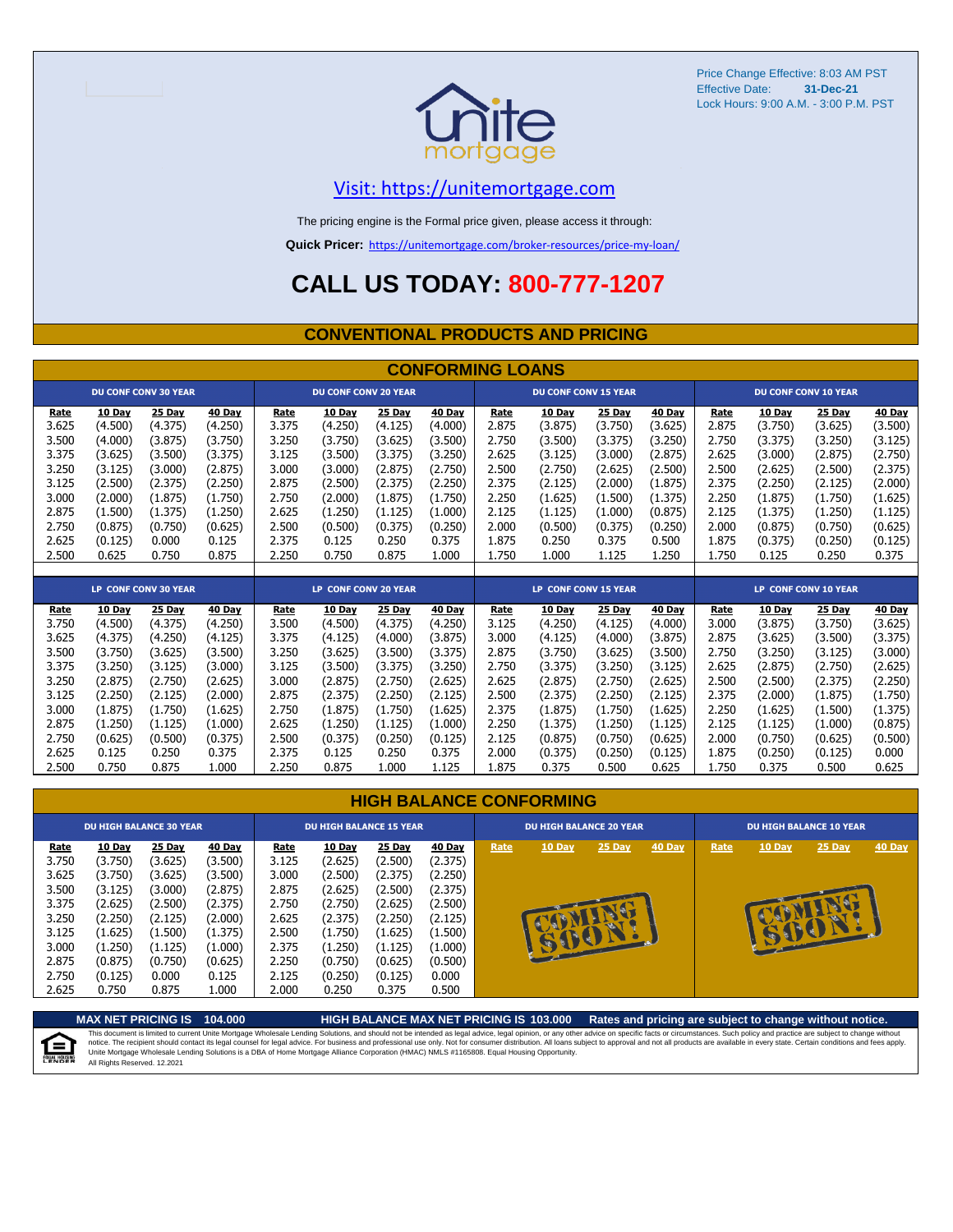Price Change Effective: 8:03 AM PST
Effective Date: **31-Dec-21**
Lock Hours: 9:00 A.M. - 3:00 P.M. PST

Visit: https://unitemortgage.com

The pricing engine is the Formal price given, please access it through:

**Quick Pricer:** https://unitemortgage.com/broker-resources/price-my-loan/

# CALL US TODAY: 800-777-1207

## CONVENTIONAL PRODUCTS AND PRICING

### CONFORMING LOANS

| DU CONF CONV 30 YEAR | | | | DU CONF CONV 20 YEAR | | | | DU CONF CONV 15 YEAR | | | | DU CONF CONV 10 YEAR | | | |
|---|---|---|---|---|---|---|---|---|---|---|---|---|---|---|---|
| Rate | 10 Day | 25 Day | 40 Day | Rate | 10 Day | 25 Day | 40 Day | Rate | 10 Day | 25 Day | 40 Day | Rate | 10 Day | 25 Day | 40 Day |
| 3.625 | (4.500) | (4.375) | (4.250) | 3.375 | (4.250) | (4.125) | (4.000) | 2.875 | (3.875) | (3.750) | (3.625) | 2.875 | (3.750) | (3.625) | (3.500) |
| 3.500 | (4.000) | (3.875) | (3.750) | 3.250 | (3.750) | (3.625) | (3.500) | 2.750 | (3.500) | (3.375) | (3.250) | 2.750 | (3.375) | (3.250) | (3.125) |
| 3.375 | (3.625) | (3.500) | (3.375) | 3.125 | (3.500) | (3.375) | (3.250) | 2.625 | (3.125) | (3.000) | (2.875) | 2.625 | (3.000) | (2.875) | (2.750) |
| 3.250 | (3.125) | (3.000) | (2.875) | 3.000 | (3.000) | (2.875) | (2.750) | 2.500 | (2.750) | (2.625) | (2.500) | 2.500 | (2.625) | (2.500) | (2.375) |
| 3.125 | (2.500) | (2.375) | (2.250) | 2.875 | (2.500) | (2.375) | (2.250) | 2.375 | (2.125) | (2.000) | (1.875) | 2.375 | (2.250) | (2.125) | (2.000) |
| 3.000 | (2.000) | (1.875) | (1.750) | 2.750 | (2.000) | (1.875) | (1.750) | 2.250 | (1.625) | (1.500) | (1.375) | 2.250 | (1.875) | (1.750) | (1.625) |
| 2.875 | (1.500) | (1.375) | (1.250) | 2.625 | (1.250) | (1.125) | (1.000) | 2.125 | (1.125) | (1.000) | (0.875) | 2.125 | (1.375) | (1.250) | (1.125) |
| 2.750 | (0.875) | (0.750) | (0.625) | 2.500 | (0.500) | (0.375) | (0.250) | 2.000 | (0.500) | (0.375) | (0.250) | 2.000 | (0.875) | (0.750) | (0.625) |
| 2.625 | (0.125) | 0.000 | 0.125 | 2.375 | 0.125 | 0.250 | 0.375 | 1.875 | 0.250 | 0.375 | 0.500 | 1.875 | (0.375) | (0.250) | (0.125) |
| 2.500 | 0.625 | 0.750 | 0.875 | 2.250 | 0.750 | 0.875 | 1.000 | 1.750 | 1.000 | 1.125 | 1.250 | 1.750 | 0.125 | 0.250 | 0.375 |

| LP CONF CONV 30 YEAR | | | | LP CONF CONV 20 YEAR | | | | LP CONF CONV 15 YEAR | | | | LP CONF CONV 10 YEAR | | | |
|---|---|---|---|---|---|---|---|---|---|---|---|---|---|---|---|
| Rate | 10 Day | 25 Day | 40 Day | Rate | 10 Day | 25 Day | 40 Day | Rate | 10 Day | 25 Day | 40 Day | Rate | 10 Day | 25 Day | 40 Day |
| 3.750 | (4.500) | (4.375) | (4.250) | 3.500 | (4.500) | (4.375) | (4.250) | 3.125 | (4.250) | (4.125) | (4.000) | 3.000 | (3.875) | (3.750) | (3.625) |
| 3.625 | (4.375) | (4.250) | (4.125) | 3.375 | (4.125) | (4.000) | (3.875) | 3.000 | (4.125) | (4.000) | (3.875) | 2.875 | (3.625) | (3.500) | (3.375) |
| 3.500 | (3.750) | (3.625) | (3.500) | 3.250 | (3.625) | (3.500) | (3.375) | 2.875 | (3.750) | (3.625) | (3.500) | 2.750 | (3.250) | (3.125) | (3.000) |
| 3.375 | (3.250) | (3.125) | (3.000) | 3.125 | (3.500) | (3.375) | (3.250) | 2.750 | (3.375) | (3.250) | (3.125) | 2.625 | (2.875) | (2.750) | (2.625) |
| 3.250 | (2.875) | (2.750) | (2.625) | 3.000 | (2.875) | (2.750) | (2.625) | 2.625 | (2.875) | (2.750) | (2.625) | 2.500 | (2.500) | (2.375) | (2.250) |
| 3.125 | (2.250) | (2.125) | (2.000) | 2.875 | (2.375) | (2.250) | (2.125) | 2.500 | (2.375) | (2.250) | (2.125) | 2.375 | (2.000) | (1.875) | (1.750) |
| 3.000 | (1.875) | (1.750) | (1.625) | 2.750 | (1.875) | (1.750) | (1.625) | 2.375 | (1.875) | (1.750) | (1.625) | 2.250 | (1.625) | (1.500) | (1.375) |
| 2.875 | (1.250) | (1.125) | (1.000) | 2.625 | (1.250) | (1.125) | (1.000) | 2.250 | (1.375) | (1.250) | (1.125) | 2.125 | (1.125) | (1.000) | (0.875) |
| 2.750 | (0.625) | (0.500) | (0.375) | 2.500 | (0.375) | (0.250) | (0.125) | 2.125 | (0.875) | (0.750) | (0.625) | 2.000 | (0.750) | (0.625) | (0.500) |
| 2.625 | 0.125 | 0.250 | 0.375 | 2.375 | 0.125 | 0.250 | 0.375 | 2.000 | (0.375) | (0.250) | (0.125) | 1.875 | (0.250) | (0.125) | 0.000 |
| 2.500 | 0.750 | 0.875 | 1.000 | 2.250 | 0.875 | 1.000 | 1.125 | 1.875 | 0.375 | 0.500 | 0.625 | 1.750 | 0.375 | 0.500 | 0.625 |

### HIGH BALANCE CONFORMING

| DU HIGH BALANCE 30 YEAR | | | | DU HIGH BALANCE 15 YEAR | | | | DU HIGH BALANCE 20 YEAR | | | | DU HIGH BALANCE 10 YEAR | | | |
|---|---|---|---|---|---|---|---|---|---|---|---|---|---|---|---|
| Rate | 10 Day | 25 Day | 40 Day | Rate | 10 Day | 25 Day | 40 Day | Rate | 10 Day | 25 Day | 40 Day | Rate | 10 Day | 25 Day | 40 Day |
| 3.750 | (3.750) | (3.625) | (3.500) | 3.125 | (2.625) | (2.500) | (2.375) | COMING SOON! | | | | COMING SOON! | | | |
| 3.625 | (3.750) | (3.625) | (3.500) | 3.000 | (2.500) | (2.375) | (2.250) | | | | | | | | |
| 3.500 | (3.125) | (3.000) | (2.875) | 2.875 | (2.625) | (2.500) | (2.375) | | | | | | | | |
| 3.375 | (2.625) | (2.500) | (2.375) | 2.750 | (2.750) | (2.625) | (2.500) | | | | | | | | |
| 3.250 | (2.250) | (2.125) | (2.000) | 2.625 | (2.375) | (2.250) | (2.125) | | | | | | | | |
| 3.125 | (1.625) | (1.500) | (1.375) | 2.500 | (1.750) | (1.625) | (1.500) | | | | | | | | |
| 3.000 | (1.250) | (1.125) | (1.000) | 2.375 | (1.250) | (1.125) | (1.000) | | | | | | | | |
| 2.875 | (0.875) | (0.750) | (0.625) | 2.250 | (0.750) | (0.625) | (0.500) | | | | | | | | |
| 2.750 | (0.125) | 0.000 | 0.125 | 2.125 | (0.250) | (0.125) | 0.000 | | | | | | | | |
| 2.625 | 0.750 | 0.875 | 1.000 | 2.000 | 0.250 | 0.375 | 0.500 | | | | | | | | |

**MAX NET PRICING IS 104.000** | **HIGH BALANCE MAX NET PRICING IS 103.000** | **Rates and pricing are subject to change without notice.**

This document is limited to current Unite Mortgage Wholesale Lending Solutions, and should not be intended as legal advice, legal opinion, or any other advice on specific facts or circumstances. Such policy and practice are subject to change without notice. The recipient should contact its legal counsel for legal advice. For business and professional use only. Not for consumer distribution. All loans subject to approval and not all products are available in every state. Certain conditions and fees apply. Unite Mortgage Wholesale Lending Solutions is a DBA of Home Mortgage Alliance Corporation (HMAC) NMLS #1165808. Equal Housing Opportunity.
All Rights Reserved. 12.2021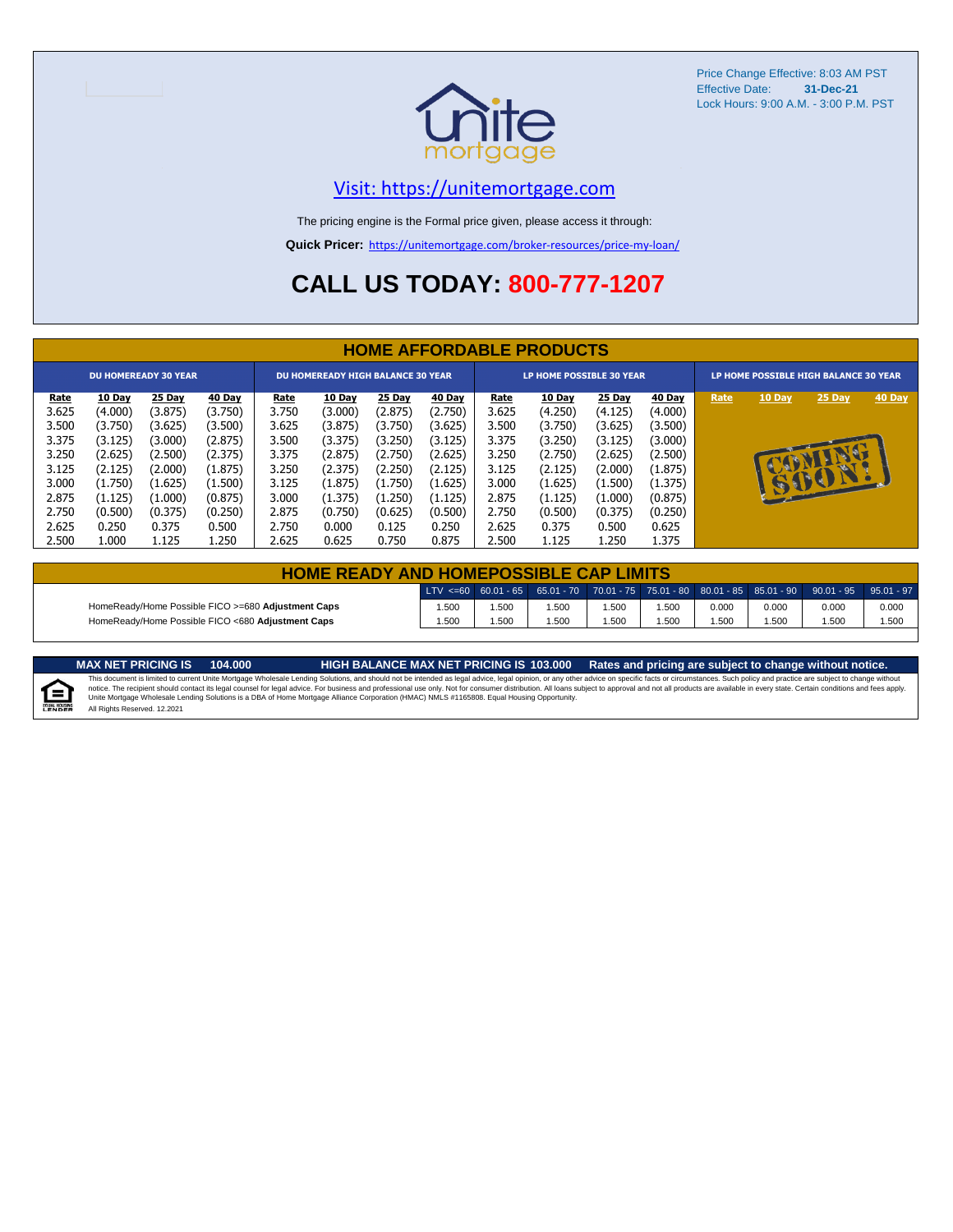Price Change Effective: 8:03 AM PST
Effective Date: **31-Dec-21**
Lock Hours: 9:00 A.M. - 3:00 P.M. PST

Visit: https://unitemortgage.com

The pricing engine is the Formal price given, please access it through:

**Quick Pricer:** https://unitemortgage.com/broker-resources/price-my-loan/

# CALL US TODAY: 800-777-1207

## HOME AFFORDABLE PRODUCTS

| DU HOMEREADY 30 YEAR | | | | DU HOMEREADY HIGH BALANCE 30 YEAR | | | | LP HOME POSSIBLE 30 YEAR | | | | LP HOME POSSIBLE HIGH BALANCE 30 YEAR | | | |
|---|---|---|---|---|---|---|---|---|---|---|---|---|---|---|---|
| Rate | 10 Day | 25 Day | 40 Day | Rate | 10 Day | 25 Day | 40 Day | Rate | 10 Day | 25 Day | 40 Day | Rate | 10 Day | 25 Day | 40 Day |
| 3.625 | (4.000) | (3.875) | (3.750) | 3.750 | (3.000) | (2.875) | (2.750) | 3.625 | (4.250) | (4.125) | (4.000) | | | | |
| 3.500 | (3.750) | (3.625) | (3.500) | 3.625 | (3.875) | (3.750) | (3.625) | 3.500 | (3.750) | (3.625) | (3.500) | | | | |
| 3.375 | (3.125) | (3.000) | (2.875) | 3.500 | (3.375) | (3.250) | (3.125) | 3.375 | (3.250) | (3.125) | (3.000) | COMING SOON! | | | |
| 3.250 | (2.625) | (2.500) | (2.375) | 3.375 | (2.875) | (2.750) | (2.625) | 3.250 | (2.750) | (2.625) | (2.500) | | | | |
| 3.125 | (2.125) | (2.000) | (1.875) | 3.250 | (2.375) | (2.250) | (2.125) | 3.125 | (2.125) | (2.000) | (1.875) | | | | |
| 3.000 | (1.750) | (1.625) | (1.500) | 3.125 | (1.875) | (1.750) | (1.625) | 3.000 | (1.625) | (1.500) | (1.375) | | | | |
| 2.875 | (1.125) | (1.000) | (0.875) | 3.000 | (1.375) | (1.250) | (1.125) | 2.875 | (1.125) | (1.000) | (0.875) | | | | |
| 2.750 | (0.500) | (0.375) | (0.250) | 2.875 | (0.750) | (0.625) | (0.500) | 2.750 | (0.500) | (0.375) | (0.250) | | | | |
| 2.625 | 0.250 | 0.375 | 0.500 | 2.750 | 0.000 | 0.125 | 0.250 | 2.625 | 0.375 | 0.500 | 0.625 | | | | |
| 2.500 | 1.000 | 1.125 | 1.250 | 2.625 | 0.625 | 0.750 | 0.875 | 2.500 | 1.125 | 1.250 | 1.375 | | | | |

## HOME READY AND HOMEPOSSIBLE CAP LIMITS

| | LTV <=60 | 60.01 - 65 | 65.01 - 70 | 70.01 - 75 | 75.01 - 80 | 80.01 - 85 | 85.01 - 90 | 90.01 - 95 | 95.01 - 97 |
|---|---|---|---|---|---|---|---|---|---|
| HomeReady/Home Possible FICO >=680 **Adjustment Caps** | 1.500 | 1.500 | 1.500 | 1.500 | 1.500 | 0.000 | 0.000 | 0.000 | 0.000 |
| HomeReady/Home Possible FICO <680 **Adjustment Caps** | 1.500 | 1.500 | 1.500 | 1.500 | 1.500 | 1.500 | 1.500 | 1.500 | 1.500 |

**MAX NET PRICING IS 104.000** **HIGH BALANCE MAX NET PRICING IS 103.000** **Rates and pricing are subject to change without notice.**

This document is limited to current Unite Mortgage Wholesale Lending Solutions, and should not be intended as legal advice, legal opinion, or any other advice on specific facts or circumstances. Such policy and practice are subject to change without notice. The recipient should contact its legal counsel for legal advice. For business and professional use only. Not for consumer distribution. All loans subject to approval and not all products are available in every state. Certain conditions and fees apply. Unite Mortgage Wholesale Lending Solutions is a DBA of Home Mortgage Alliance Corporation (HMAC) NMLS #1165808. Equal Housing Opportunity.
All Rights Reserved. 12.2021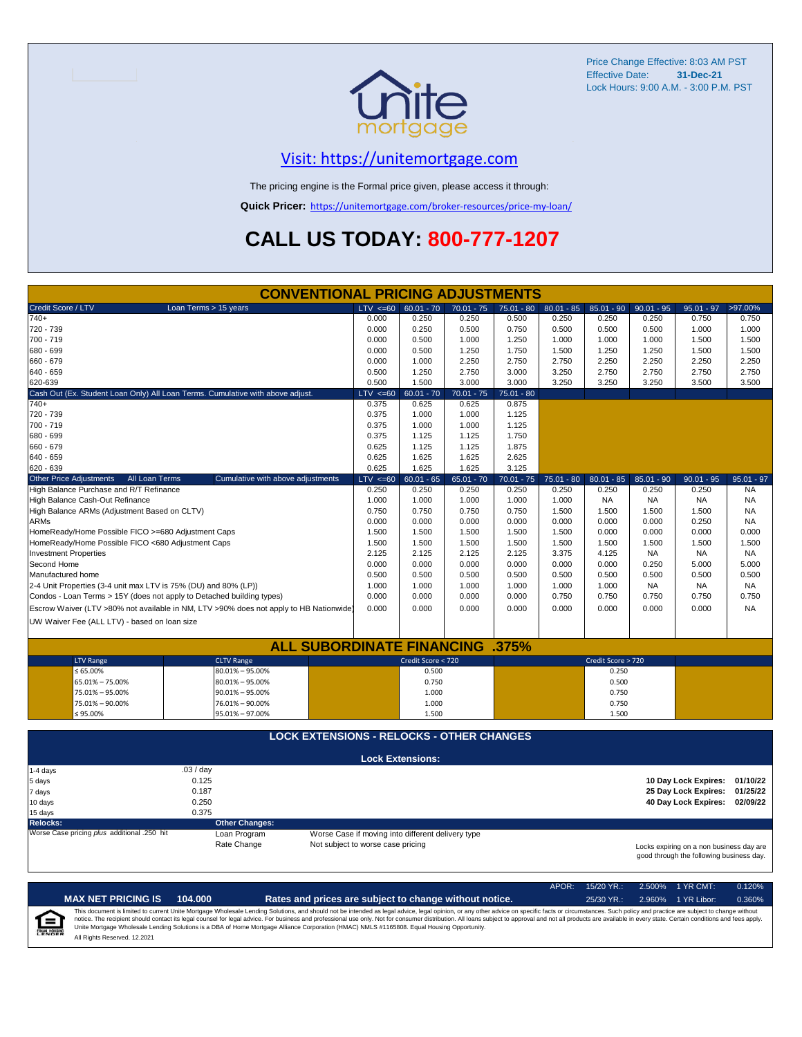Price Change Effective: 8:03 AM PST
Effective Date: **31-Dec-21**
Lock Hours: 9:00 A.M. - 3:00 P.M. PST

## Visit: https://unitemortgage.com

The pricing engine is the Formal price given, please access it through:

**Quick Pricer:** https://unitemortgage.com/broker-resources/price-my-loan/

# CALL US TODAY: 800-777-1207

## CONVENTIONAL PRICING ADJUSTMENTS

| Credit Score / LTV — Loan Terms > 15 years | LTV <=60 | 60.01 - 70 | 70.01 - 75 | 75.01 - 80 | 80.01 - 85 | 85.01 - 90 | 90.01 - 95 | 95.01 - 97 | >97.00% |
|---|---|---|---|---|---|---|---|---|---|
| 740+ | 0.000 | 0.250 | 0.250 | 0.500 | 0.250 | 0.250 | 0.250 | 0.750 | 0.750 |
| 720 - 739 | 0.000 | 0.250 | 0.500 | 0.750 | 0.500 | 0.500 | 0.500 | 1.000 | 1.000 |
| 700 - 719 | 0.000 | 0.500 | 1.000 | 1.250 | 1.000 | 1.000 | 1.000 | 1.500 | 1.500 |
| 680 - 699 | 0.000 | 0.500 | 1.250 | 1.750 | 1.500 | 1.250 | 1.250 | 1.500 | 1.500 |
| 660 - 679 | 0.000 | 1.000 | 2.250 | 2.750 | 2.750 | 2.250 | 2.250 | 2.250 | 2.250 |
| 640 - 659 | 0.500 | 1.250 | 2.750 | 3.000 | 3.250 | 2.750 | 2.750 | 2.750 | 2.750 |
| 620-639 | 0.500 | 1.500 | 3.000 | 3.000 | 3.250 | 3.250 | 3.250 | 3.500 | 3.500 |

| Cash Out (Ex. Student Loan Only) All Loan Terms. Cumulative with above adjust. | LTV <=60 | 60.01 - 70 | 70.01 - 75 | 75.01 - 80 |
|---|---|---|---|---|
| 740+ | 0.375 | 0.625 | 0.625 | 0.875 |
| 720 - 739 | 0.375 | 1.000 | 1.000 | 1.125 |
| 700 - 719 | 0.375 | 1.000 | 1.000 | 1.125 |
| 680 - 699 | 0.375 | 1.125 | 1.125 | 1.750 |
| 660 - 679 | 0.625 | 1.125 | 1.125 | 1.875 |
| 640 - 659 | 0.625 | 1.625 | 1.625 | 2.625 |
| 620 - 639 | 0.625 | 1.625 | 1.625 | 3.125 |

| Other Price Adjustments — All Loan Terms — Cumulative with above adjustments | LTV <=60 | 60.01 - 65 | 65.01 - 70 | 70.01 - 75 | 75.01 - 80 | 80.01 - 85 | 85.01 - 90 | 90.01 - 95 | 95.01 - 97 |
|---|---|---|---|---|---|---|---|---|---|
| High Balance Purchase and R/T Refinance | 0.250 | 0.250 | 0.250 | 0.250 | 0.250 | 0.250 | 0.250 | 0.250 | NA |
| High Balance Cash-Out Refinance | 1.000 | 1.000 | 1.000 | 1.000 | 1.000 | NA | NA | NA | NA |
| High Balance ARMs (Adjustment Based on CLTV) | 0.750 | 0.750 | 0.750 | 0.750 | 1.500 | 1.500 | 1.500 | 1.500 | NA |
| ARMs | 0.000 | 0.000 | 0.000 | 0.000 | 0.000 | 0.000 | 0.000 | 0.250 | NA |
| HomeReady/Home Possible FICO >=680 Adjustment Caps | 1.500 | 1.500 | 1.500 | 1.500 | 1.500 | 0.000 | 0.000 | 0.000 | 0.000 |
| HomeReady/Home Possible FICO <680 Adjustment Caps | 1.500 | 1.500 | 1.500 | 1.500 | 1.500 | 1.500 | 1.500 | 1.500 | 1.500 |
| Investment Properties | 2.125 | 2.125 | 2.125 | 2.125 | 3.375 | 4.125 | NA | NA | NA |
| Second Home | 0.000 | 0.000 | 0.000 | 0.000 | 0.000 | 0.000 | 0.250 | 5.000 | 5.000 |
| Manufactured home | 0.500 | 0.500 | 0.500 | 0.500 | 0.500 | 0.500 | 0.500 | 0.500 | 0.500 |
| 2-4 Unit Properties (3-4 unit max LTV is 75% (DU) and 80% (LP)) | 1.000 | 1.000 | 1.000 | 1.000 | 1.000 | 1.000 | NA | NA | NA |
| Condos - Loan Terms > 15Y (does not apply to Detached building types) | 0.000 | 0.000 | 0.000 | 0.000 | 0.750 | 0.750 | 0.750 | 0.750 | 0.750 |
| Escrow Waiver (LTV >80% not available in NM, LTV >90% does not apply to HB Nationwide) | 0.000 | 0.000 | 0.000 | 0.000 | 0.000 | 0.000 | 0.000 | 0.000 | NA |
| UW Waiver Fee (ALL LTV) - based on loan size | | | | | | | | | |

## ALL SUBORDINATE FINANCING .375%

| LTV Range | CLTV Range | Credit Score < 720 | Credit Score > 720 |
|---|---|---|---|
| ≤ 65.00% | 80.01% – 95.00% | 0.500 | 0.250 |
| 65.01% – 75.00% | 80.01% – 95.00% | 0.750 | 0.500 |
| 75.01% – 95.00% | 90.01% – 95.00% | 1.000 | 0.750 |
| 75.01% – 90.00% | 76.01% – 90.00% | 1.000 | 0.750 |
| ≤ 95.00% | 95.01% – 97.00% | 1.500 | 1.500 |

## LOCK EXTENSIONS - RELOCKS - OTHER CHANGES

### Lock Extensions:

| Days | Cost |
|---|---|
| 1-4 days | .03 / day |
| 5 days | 0.125 |
| 7 days | 0.187 |
| 10 days | 0.250 |
| 15 days | 0.375 |

| | |
|---|---|
| 10 Day Lock Expires: | 01/10/22 |
| 25 Day Lock Expires: | 01/25/22 |
| 40 Day Lock Expires: | 02/09/22 |

**Relocks:**
Worse Case pricing *plus* additional .250 hit

**Other Changes:**

| | |
|---|---|
| Loan Program | Worse Case if moving into different delivery type |
| Rate Change | Not subject to worse case pricing |

Locks expiring on a non business day are good through the following business day.

| APOR: | 15/20 YR.: | 2.500% | 1 YR CMT: | 0.120% |
|---|---|---|---|---|
| | 25/30 YR.: | 2.960% | 1 YR Libor: | 0.360% |

**MAX NET PRICING IS 104.000** — **Rates and prices are subject to change without notice.**

This document is limited to current Unite Mortgage Wholesale Lending Solutions, and should not be intended as legal advice, legal opinion, or any other advice on specific facts or circumstances. Such policy and practice are subject to change without notice. The recipient should contact its legal counsel for legal advice. For business and professional use only. Not for consumer distribution. All loans subject to approval and not all products are available in every state. Certain conditions and fees apply. Unite Mortgage Wholesale Lending Solutions is a DBA of Home Mortgage Alliance Corporation (HMAC) NMLS #1165808. Equal Housing Opportunity.

All Rights Reserved. 12.2021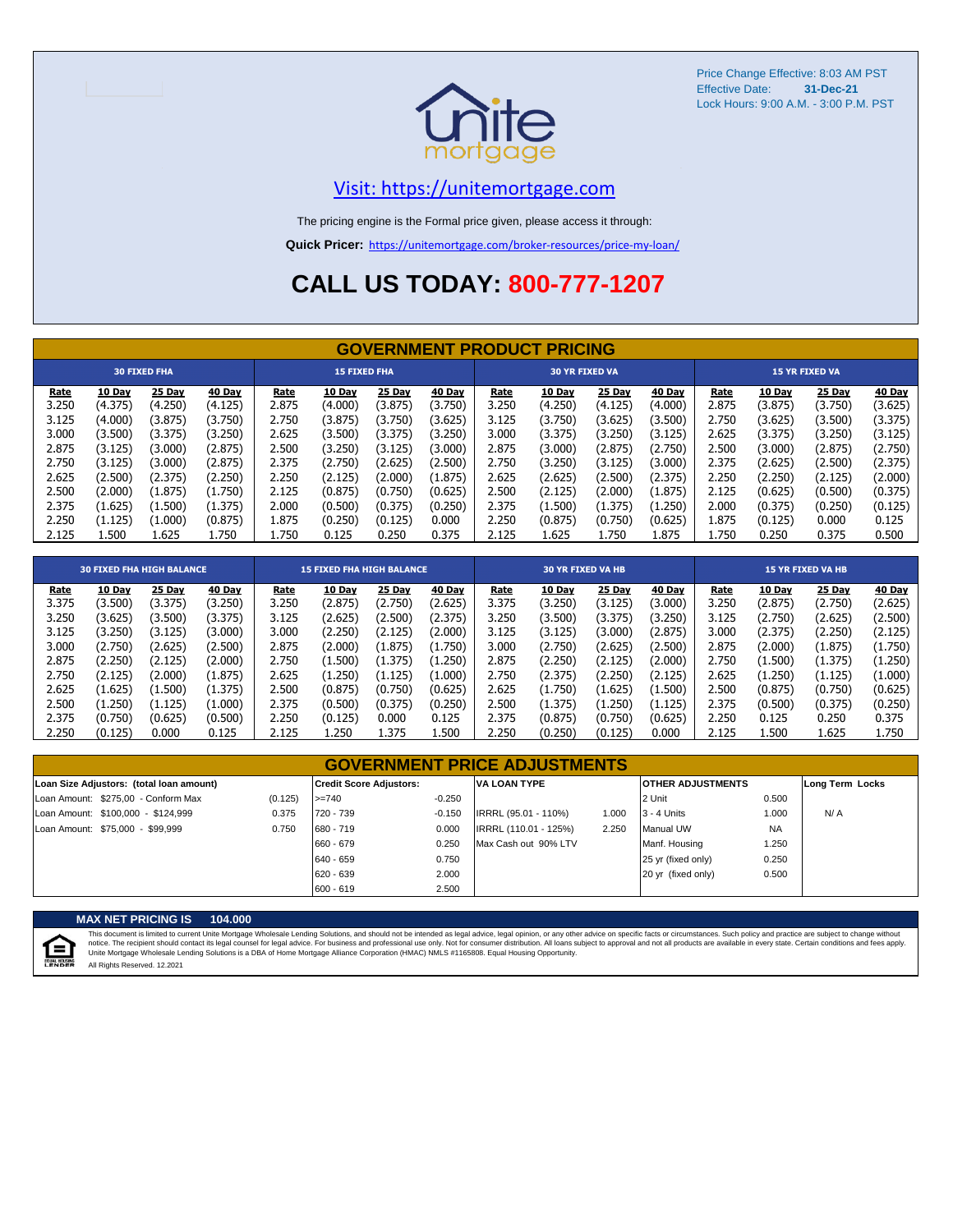Price Change Effective: 8:03 AM PST
Effective Date: **31-Dec-21**
Lock Hours: 9:00 A.M. - 3:00 P.M. PST

unite mortgage

Visit: https://unitemortgage.com

The pricing engine is the Formal price given, please access it through:

**Quick Pricer:** https://unitemortgage.com/broker-resources/price-my-loan/

# CALL US TODAY: 800-777-1207

## GOVERNMENT PRODUCT PRICING

| 30 FIXED FHA | | | | 15 FIXED FHA | | | | 30 YR FIXED VA | | | | 15 YR FIXED VA | | | |
|---|---|---|---|---|---|---|---|---|---|---|---|---|---|---|---|
| Rate | 10 Day | 25 Day | 40 Day | Rate | 10 Day | 25 Day | 40 Day | Rate | 10 Day | 25 Day | 40 Day | Rate | 10 Day | 25 Day | 40 Day |
| 3.250 | (4.375) | (4.250) | (4.125) | 2.875 | (4.000) | (3.875) | (3.750) | 3.250 | (4.250) | (4.125) | (4.000) | 2.875 | (3.875) | (3.750) | (3.625) |
| 3.125 | (4.000) | (3.875) | (3.750) | 2.750 | (3.875) | (3.750) | (3.625) | 3.125 | (3.750) | (3.625) | (3.500) | 2.750 | (3.625) | (3.500) | (3.375) |
| 3.000 | (3.500) | (3.375) | (3.250) | 2.625 | (3.500) | (3.375) | (3.250) | 3.000 | (3.375) | (3.250) | (3.125) | 2.625 | (3.375) | (3.250) | (3.125) |
| 2.875 | (3.125) | (3.000) | (2.875) | 2.500 | (3.250) | (3.125) | (3.000) | 2.875 | (3.000) | (2.875) | (2.750) | 2.500 | (3.000) | (2.875) | (2.750) |
| 2.750 | (3.125) | (3.000) | (2.875) | 2.375 | (2.750) | (2.625) | (2.500) | 2.750 | (3.250) | (3.125) | (3.000) | 2.375 | (2.625) | (2.500) | (2.375) |
| 2.625 | (2.500) | (2.375) | (2.250) | 2.250 | (2.125) | (2.000) | (1.875) | 2.625 | (2.625) | (2.500) | (2.375) | 2.250 | (2.250) | (2.125) | (2.000) |
| 2.500 | (2.000) | (1.875) | (1.750) | 2.125 | (0.875) | (0.750) | (0.625) | 2.500 | (2.125) | (2.000) | (1.875) | 2.125 | (0.625) | (0.500) | (0.375) |
| 2.375 | (1.625) | (1.500) | (1.375) | 2.000 | (0.500) | (0.375) | (0.250) | 2.375 | (1.500) | (1.375) | (1.250) | 2.000 | (0.375) | (0.250) | (0.125) |
| 2.250 | (1.125) | (1.000) | (0.875) | 1.875 | (0.250) | (0.125) | 0.000 | 2.250 | (0.875) | (0.750) | (0.625) | 1.875 | (0.125) | 0.000 | 0.125 |
| 2.125 | 1.500 | 1.625 | 1.750 | 1.750 | 0.125 | 0.250 | 0.375 | 2.125 | 1.625 | 1.750 | 1.875 | 1.750 | 0.250 | 0.375 | 0.500 |

| 30 FIXED FHA HIGH BALANCE | | | | 15 FIXED FHA HIGH BALANCE | | | | 30 YR FIXED VA HB | | | | 15 YR FIXED VA HB | | | |
|---|---|---|---|---|---|---|---|---|---|---|---|---|---|---|---|
| Rate | 10 Day | 25 Day | 40 Day | Rate | 10 Day | 25 Day | 40 Day | Rate | 10 Day | 25 Day | 40 Day | Rate | 10 Day | 25 Day | 40 Day |
| 3.375 | (3.500) | (3.375) | (3.250) | 3.250 | (2.875) | (2.750) | (2.625) | 3.375 | (3.250) | (3.125) | (3.000) | 3.250 | (2.875) | (2.750) | (2.625) |
| 3.250 | (3.625) | (3.500) | (3.375) | 3.125 | (2.625) | (2.500) | (2.375) | 3.250 | (3.500) | (3.375) | (3.250) | 3.125 | (2.750) | (2.625) | (2.500) |
| 3.125 | (3.250) | (3.125) | (3.000) | 3.000 | (2.250) | (2.125) | (2.000) | 3.125 | (3.125) | (3.000) | (2.875) | 3.000 | (2.375) | (2.250) | (2.125) |
| 3.000 | (2.750) | (2.625) | (2.500) | 2.875 | (2.000) | (1.875) | (1.750) | 3.000 | (2.750) | (2.625) | (2.500) | 2.875 | (2.000) | (1.875) | (1.750) |
| 2.875 | (2.250) | (2.125) | (2.000) | 2.750 | (1.500) | (1.375) | (1.250) | 2.875 | (2.250) | (2.125) | (2.000) | 2.750 | (1.500) | (1.375) | (1.250) |
| 2.750 | (2.125) | (2.000) | (1.875) | 2.625 | (1.250) | (1.125) | (1.000) | 2.750 | (2.375) | (2.250) | (2.125) | 2.625 | (1.250) | (1.125) | (1.000) |
| 2.625 | (1.625) | (1.500) | (1.375) | 2.500 | (0.875) | (0.750) | (0.625) | 2.625 | (1.750) | (1.625) | (1.500) | 2.500 | (0.875) | (0.750) | (0.625) |
| 2.500 | (1.250) | (1.125) | (1.000) | 2.375 | (0.500) | (0.375) | (0.250) | 2.500 | (1.375) | (1.250) | (1.125) | 2.375 | (0.500) | (0.375) | (0.250) |
| 2.375 | (0.750) | (0.625) | (0.500) | 2.250 | (0.125) | 0.000 | 0.125 | 2.375 | (0.875) | (0.750) | (0.625) | 2.250 | 0.125 | 0.250 | 0.375 |
| 2.250 | (0.125) | 0.000 | 0.125 | 2.125 | 1.250 | 1.375 | 1.500 | 2.250 | (0.250) | (0.125) | 0.000 | 2.125 | 1.500 | 1.625 | 1.750 |

## GOVERNMENT PRICE ADJUSTMENTS

| Loan Size Adjustors: (total loan amount) | | Credit Score Adjustors: | | VA LOAN TYPE | | OTHER ADJUSTMENTS | | Long Term Locks |
|---|---|---|---|---|---|---|---|---|
| Loan Amount: $275,000 - Conform Max | (0.125) | >=740 | -0.250 | | | 2 Unit | 0.500 | |
| Loan Amount: $100,000 - $124,999 | 0.375 | 720 - 739 | -0.150 | IRRRL (95.01 - 110%) | 1.000 | 3 - 4 Units | 1.000 | N/ A |
| Loan Amount: $75,000 - $99,999 | 0.750 | 680 - 719 | 0.000 | IRRRL (110.01 - 125%) | 2.250 | Manual UW | NA | |
| | | 660 - 679 | 0.250 | Max Cash out 90% LTV | | Manf. Housing | 1.250 | |
| | | 640 - 659 | 0.750 | | | 25 yr (fixed only) | 0.250 | |
| | | 620 - 639 | 2.000 | | | 20 yr (fixed only) | 0.500 | |
| | | 600 - 619 | 2.500 | | | | | |

**MAX NET PRICING IS 104.000**

This document is limited to current Unite Mortgage Wholesale Lending Solutions, and should not be intended as legal advice, legal opinion, or any other advice on specific facts or circumstances. Such policy and practice are subject to change without notice. The recipient should contact its legal counsel for legal advice. For business and professional use only. Not for consumer distribution. All loans subject to approval and not all products are available in every state. Certain conditions and fees apply. Unite Mortgage Wholesale Lending Solutions is a DBA of Home Mortgage Alliance Corporation (HMAC) NMLS #1165808. Equal Housing Opportunity.
All Rights Reserved. 12.2021